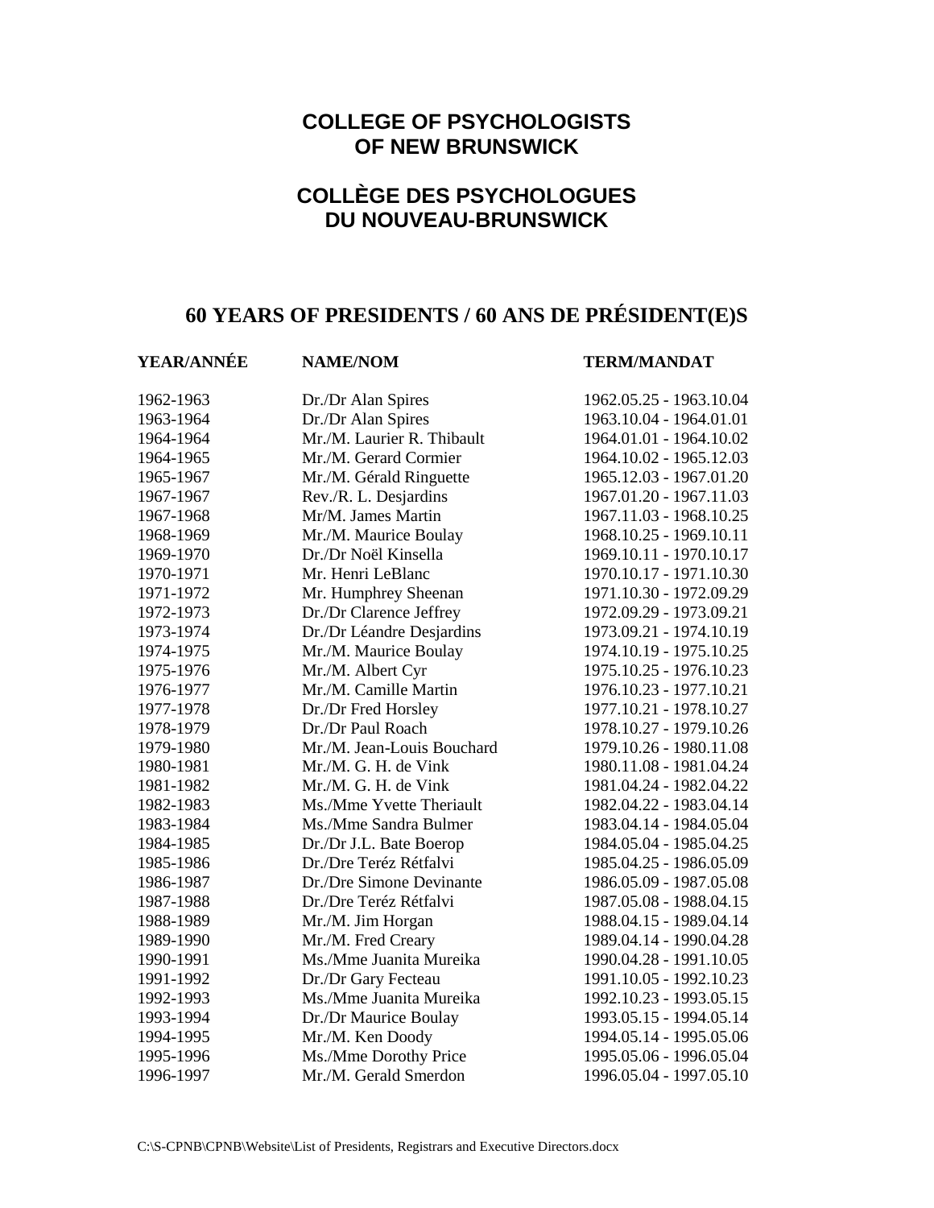# COLLEGE OF PSYCHOLOGISTS OF NEW BRUNSWICK

# COLLÈGE DES PSYCHOLOGUES DU NOUVEAU-BRUNSWICK

## 60 YEARS OF PRESIDENTS / 60 ANS DE PRÉSIDENT(E)S

| YEAR/ANNÉE | NAME/NOM | TERM/MANDAT |
|---|---|---|
| 1962-1963 | Dr./Dr Alan Spires | 1962.05.25 - 1963.10.04 |
| 1963-1964 | Dr./Dr Alan Spires | 1963.10.04 - 1964.01.01 |
| 1964-1964 | Mr./M. Laurier R. Thibault | 1964.01.01 - 1964.10.02 |
| 1964-1965 | Mr./M. Gerard Cormier | 1964.10.02 - 1965.12.03 |
| 1965-1967 | Mr./M. Gérald Ringuette | 1965.12.03 - 1967.01.20 |
| 1967-1967 | Rev./R. L. Desjardins | 1967.01.20 - 1967.11.03 |
| 1967-1968 | Mr/M. James Martin | 1967.11.03 - 1968.10.25 |
| 1968-1969 | Mr./M. Maurice Boulay | 1968.10.25 - 1969.10.11 |
| 1969-1970 | Dr./Dr Noël Kinsella | 1969.10.11 - 1970.10.17 |
| 1970-1971 | Mr. Henri LeBlanc | 1970.10.17 - 1971.10.30 |
| 1971-1972 | Mr. Humphrey Sheenan | 1971.10.30 - 1972.09.29 |
| 1972-1973 | Dr./Dr Clarence Jeffrey | 1972.09.29 - 1973.09.21 |
| 1973-1974 | Dr./Dr Léandre Desjardins | 1973.09.21 - 1974.10.19 |
| 1974-1975 | Mr./M. Maurice Boulay | 1974.10.19 - 1975.10.25 |
| 1975-1976 | Mr./M. Albert Cyr | 1975.10.25 - 1976.10.23 |
| 1976-1977 | Mr./M. Camille Martin | 1976.10.23 - 1977.10.21 |
| 1977-1978 | Dr./Dr Fred Horsley | 1977.10.21 - 1978.10.27 |
| 1978-1979 | Dr./Dr Paul Roach | 1978.10.27 - 1979.10.26 |
| 1979-1980 | Mr./M. Jean-Louis Bouchard | 1979.10.26 - 1980.11.08 |
| 1980-1981 | Mr./M. G. H. de Vink | 1980.11.08 - 1981.04.24 |
| 1981-1982 | Mr./M. G. H. de Vink | 1981.04.24 - 1982.04.22 |
| 1982-1983 | Ms./Mme Yvette Theriault | 1982.04.22 - 1983.04.14 |
| 1983-1984 | Ms./Mme Sandra Bulmer | 1983.04.14 - 1984.05.04 |
| 1984-1985 | Dr./Dr J.L. Bate Boerop | 1984.05.04 - 1985.04.25 |
| 1985-1986 | Dr./Dre Teréz Rétfalvi | 1985.04.25 - 1986.05.09 |
| 1986-1987 | Dr./Dre Simone Devinante | 1986.05.09 - 1987.05.08 |
| 1987-1988 | Dr./Dre Teréz Rétfalvi | 1987.05.08 - 1988.04.15 |
| 1988-1989 | Mr./M. Jim Horgan | 1988.04.15 - 1989.04.14 |
| 1989-1990 | Mr./M. Fred Creary | 1989.04.14 - 1990.04.28 |
| 1990-1991 | Ms./Mme Juanita Mureika | 1990.04.28 - 1991.10.05 |
| 1991-1992 | Dr./Dr Gary Fecteau | 1991.10.05 - 1992.10.23 |
| 1992-1993 | Ms./Mme Juanita Mureika | 1992.10.23 - 1993.05.15 |
| 1993-1994 | Dr./Dr Maurice Boulay | 1993.05.15 - 1994.05.14 |
| 1994-1995 | Mr./M. Ken Doody | 1994.05.14 - 1995.05.06 |
| 1995-1996 | Ms./Mme Dorothy Price | 1995.05.06 - 1996.05.04 |
| 1996-1997 | Mr./M. Gerald Smerdon | 1996.05.04 - 1997.05.10 |

C:\S-CPNB\CPNB\Website\List of Presidents, Registrars and Executive Directors.docx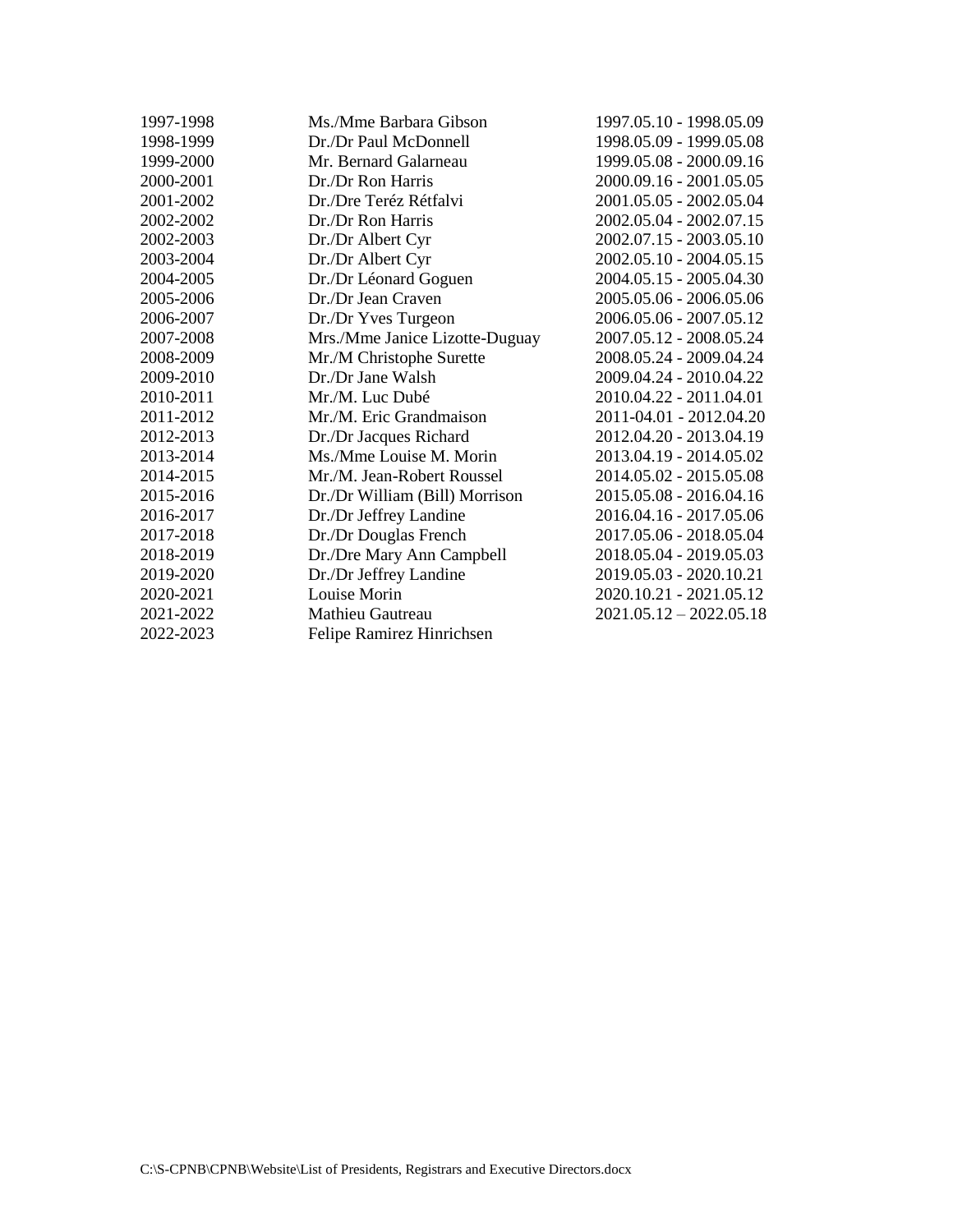| | | |
|---|---|---|
| 1997-1998 | Ms./Mme Barbara Gibson | 1997.05.10 - 1998.05.09 |
| 1998-1999 | Dr./Dr Paul McDonnell | 1998.05.09 - 1999.05.08 |
| 1999-2000 | Mr. Bernard Galarneau | 1999.05.08 - 2000.09.16 |
| 2000-2001 | Dr./Dr Ron Harris | 2000.09.16 - 2001.05.05 |
| 2001-2002 | Dr./Dre Teréz Rétfalvi | 2001.05.05 - 2002.05.04 |
| 2002-2002 | Dr./Dr Ron Harris | 2002.05.04 - 2002.07.15 |
| 2002-2003 | Dr./Dr Albert Cyr | 2002.07.15 - 2003.05.10 |
| 2003-2004 | Dr./Dr Albert Cyr | 2002.05.10 - 2004.05.15 |
| 2004-2005 | Dr./Dr Léonard Goguen | 2004.05.15 - 2005.04.30 |
| 2005-2006 | Dr./Dr Jean Craven | 2005.05.06 - 2006.05.06 |
| 2006-2007 | Dr./Dr Yves Turgeon | 2006.05.06 - 2007.05.12 |
| 2007-2008 | Mrs./Mme Janice Lizotte-Duguay | 2007.05.12 - 2008.05.24 |
| 2008-2009 | Mr./M Christophe Surette | 2008.05.24 - 2009.04.24 |
| 2009-2010 | Dr./Dr Jane Walsh | 2009.04.24 - 2010.04.22 |
| 2010-2011 | Mr./M. Luc Dubé | 2010.04.22 - 2011.04.01 |
| 2011-2012 | Mr./M. Eric Grandmaison | 2011-04.01 - 2012.04.20 |
| 2012-2013 | Dr./Dr Jacques Richard | 2012.04.20 - 2013.04.19 |
| 2013-2014 | Ms./Mme Louise M. Morin | 2013.04.19 - 2014.05.02 |
| 2014-2015 | Mr./M. Jean-Robert Roussel | 2014.05.02 - 2015.05.08 |
| 2015-2016 | Dr./Dr William (Bill) Morrison | 2015.05.08 - 2016.04.16 |
| 2016-2017 | Dr./Dr Jeffrey Landine | 2016.04.16 - 2017.05.06 |
| 2017-2018 | Dr./Dr Douglas French | 2017.05.06 - 2018.05.04 |
| 2018-2019 | Dr./Dre Mary Ann Campbell | 2018.05.04 - 2019.05.03 |
| 2019-2020 | Dr./Dr Jeffrey Landine | 2019.05.03 - 2020.10.21 |
| 2020-2021 | Louise Morin | 2020.10.21 - 2021.05.12 |
| 2021-2022 | Mathieu Gautreau | 2021.05.12 – 2022.05.18 |
| 2022-2023 | Felipe Ramirez Hinrichsen | |

C:\S-CPNB\CPNB\Website\List of Presidents, Registrars and Executive Directors.docx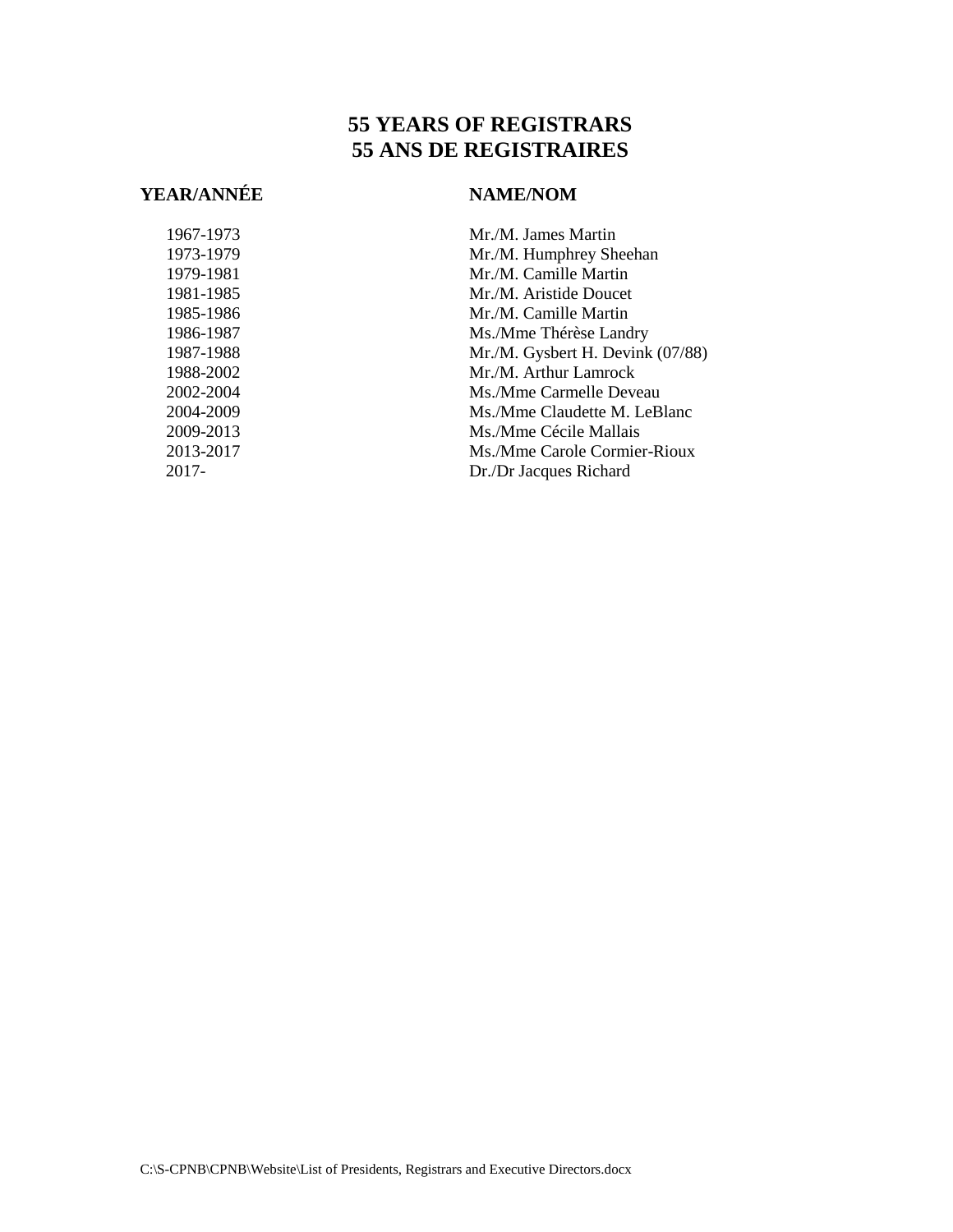# 55 YEARS OF REGISTRARS
# 55 ANS DE REGISTRAIRES

| YEAR/ANNÉE | NAME/NOM |
| --- | --- |
| 1967-1973 | Mr./M. James Martin |
| 1973-1979 | Mr./M. Humphrey Sheehan |
| 1979-1981 | Mr./M. Camille Martin |
| 1981-1985 | Mr./M. Aristide Doucet |
| 1985-1986 | Mr./M. Camille Martin |
| 1986-1987 | Ms./Mme Thérèse Landry |
| 1987-1988 | Mr./M. Gysbert H. Devink (07/88) |
| 1988-2002 | Mr./M. Arthur Lamrock |
| 2002-2004 | Ms./Mme Carmelle Deveau |
| 2004-2009 | Ms./Mme Claudette M. LeBlanc |
| 2009-2013 | Ms./Mme Cécile Mallais |
| 2013-2017 | Ms./Mme Carole Cormier-Rioux |
| 2017- | Dr./Dr Jacques Richard |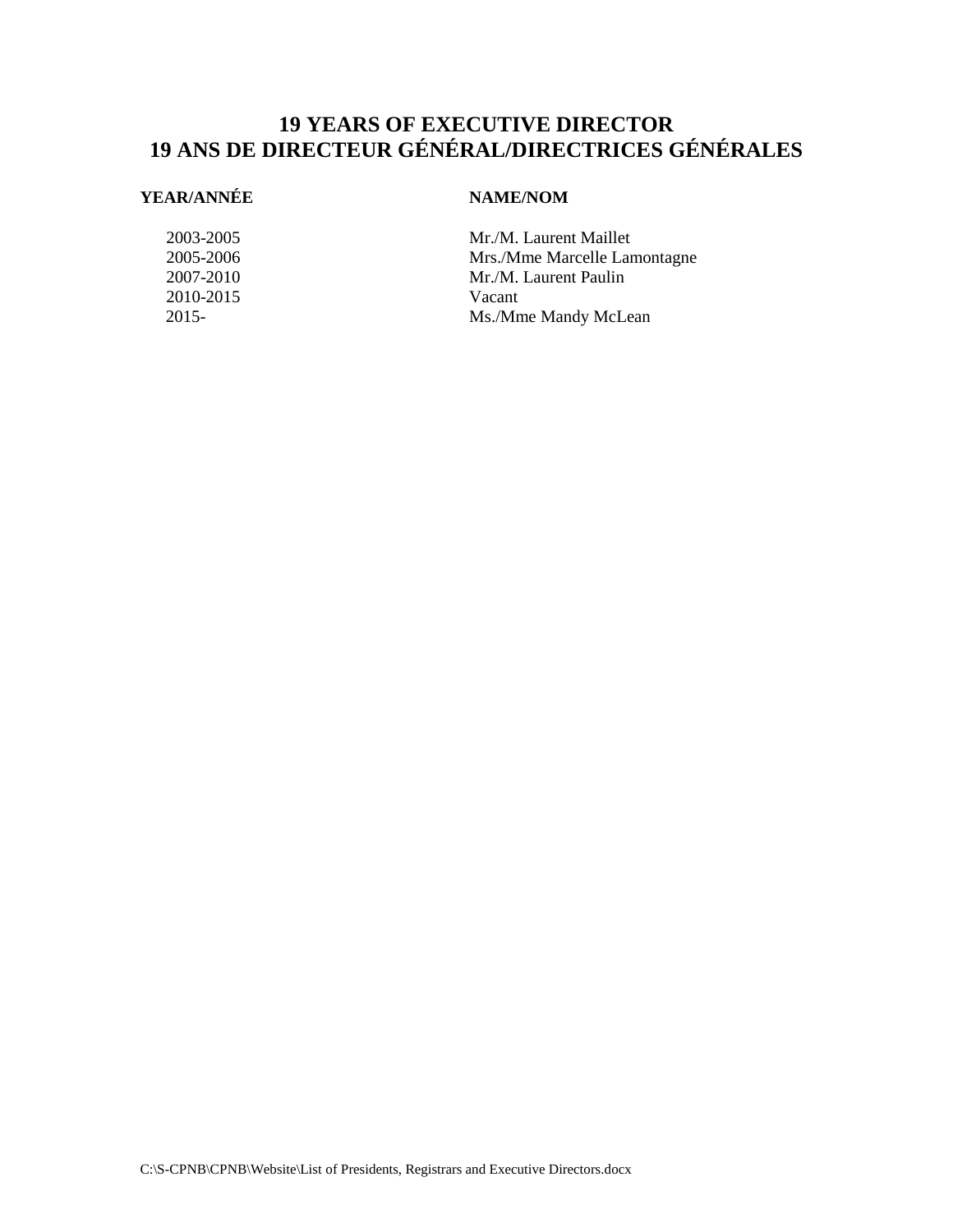# 19 YEARS OF EXECUTIVE DIRECTOR
# 19 ANS DE DIRECTEUR GÉNÉRAL/DIRECTRICES GÉNÉRALES

| YEAR/ANNÉE | NAME/NOM |
|---|---|
| 2003-2005 | Mr./M. Laurent Maillet |
| 2005-2006 | Mrs./Mme Marcelle Lamontagne |
| 2007-2010 | Mr./M. Laurent Paulin |
| 2010-2015 | Vacant |
| 2015- | Ms./Mme Mandy McLean |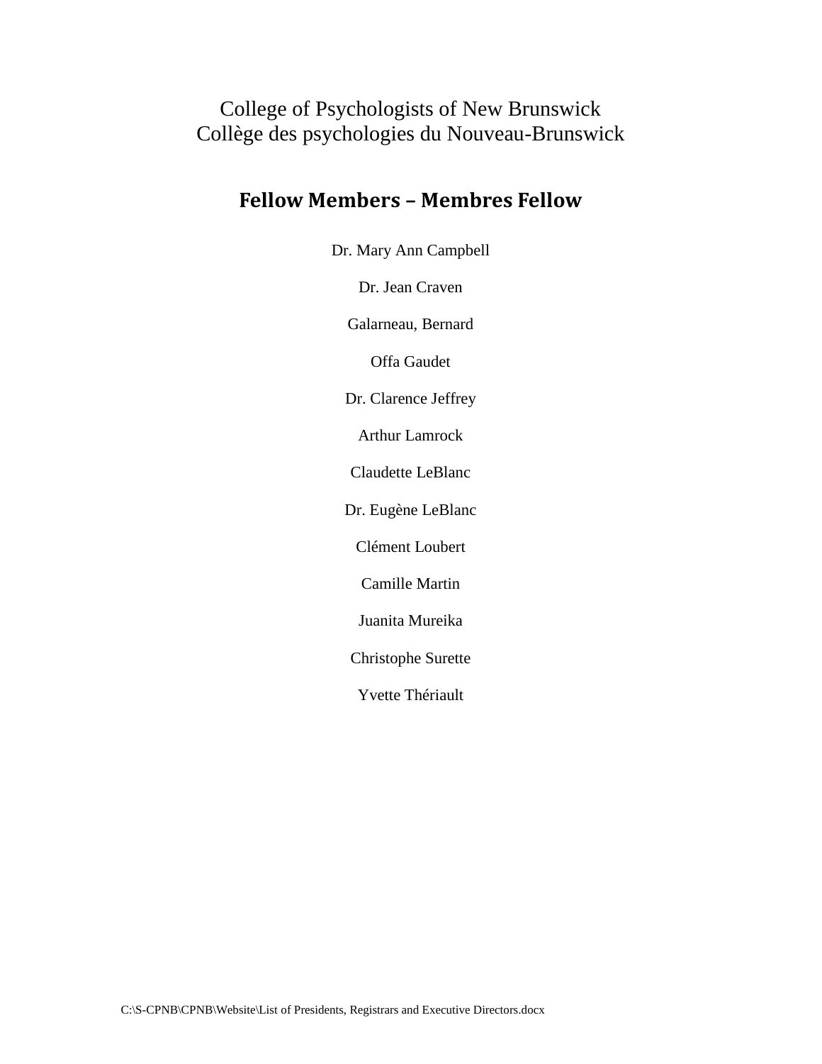College of Psychologists of New Brunswick
Collège des psychologies du Nouveau-Brunswick

## Fellow Members – Membres Fellow

Dr. Mary Ann Campbell

Dr. Jean Craven

Galarneau, Bernard

Offa Gaudet

Dr. Clarence Jeffrey

Arthur Lamrock

Claudette LeBlanc

Dr. Eugène LeBlanc

Clément Loubert

Camille Martin

Juanita Mureika

Christophe Surette

Yvette Thériault

C:\S-CPNB\CPNB\Website\List of Presidents, Registrars and Executive Directors.docx